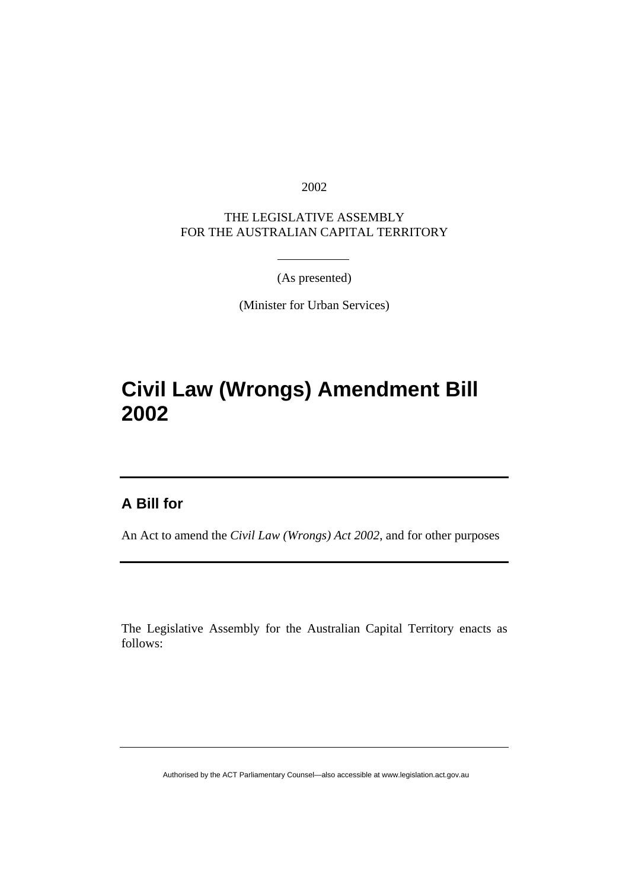2002

THE LEGISLATIVE ASSEMBLY
FOR THE AUSTRALIAN CAPITAL TERRITORY

(As presented)

(Minister for Urban Services)

# Civil Law (Wrongs) Amendment Bill 2002

## A Bill for

An Act to amend the *Civil Law (Wrongs) Act 2002*, and for other purposes

The Legislative Assembly for the Australian Capital Territory enacts as follows:

Authorised by the ACT Parliamentary Counsel—also accessible at www.legislation.act.gov.au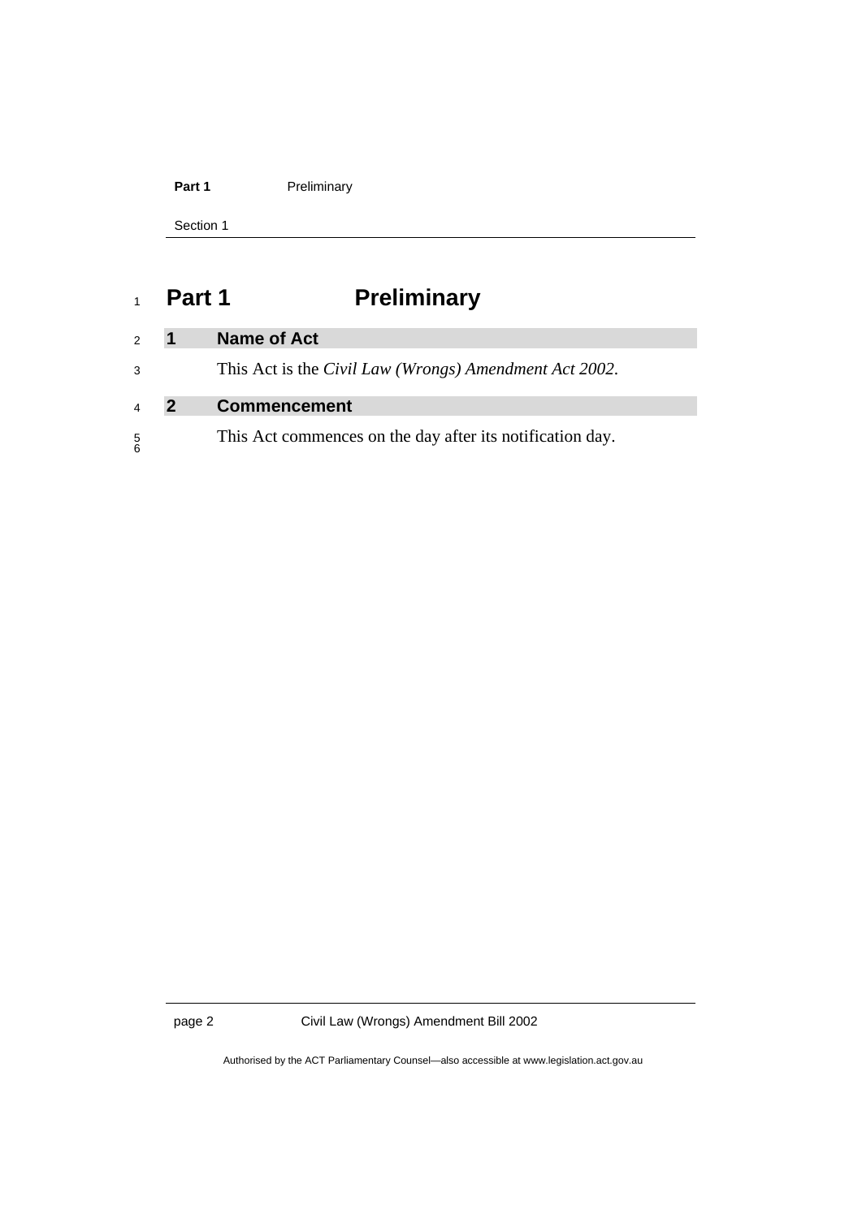# Part 1 Preliminary

## 1 Name of Act

This Act is the *Civil Law (Wrongs) Amendment Act 2002*.

## 2 Commencement

This Act commences on the day after its notification day.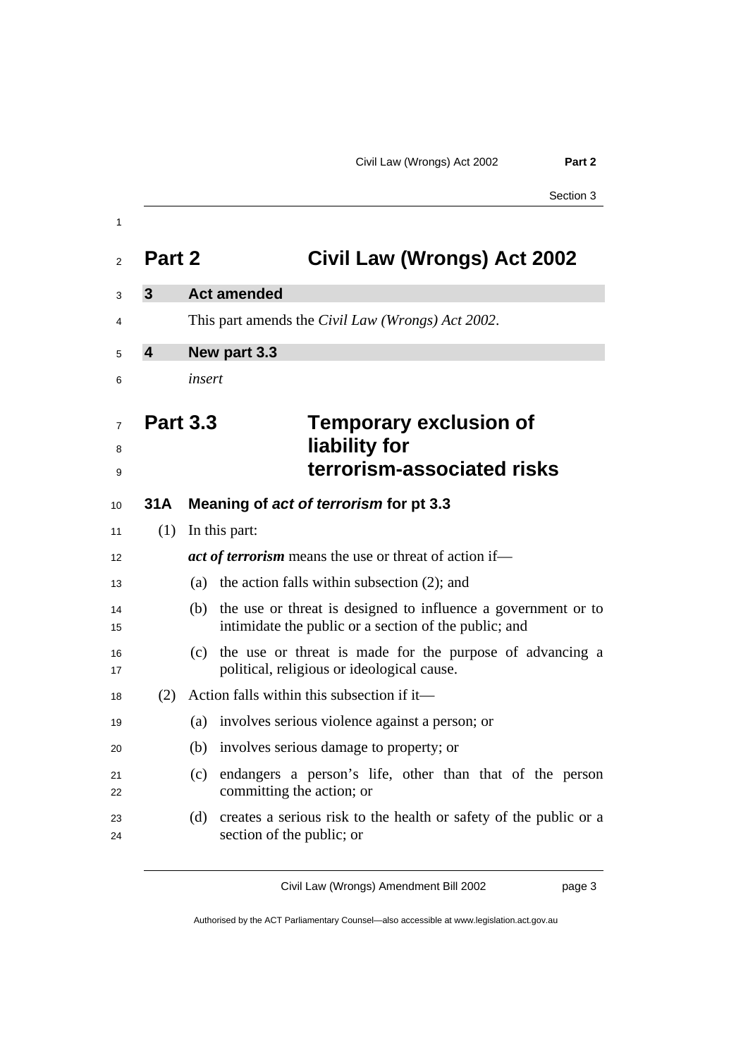# Part 2 Civil Law (Wrongs) Act 2002

## 3 Act amended

This part amends the *Civil Law (Wrongs) Act 2002*.

## 4 New part 3.3

*insert*

# Part 3.3 Temporary exclusion of liability for terrorism-associated risks

## 31A Meaning of *act of terrorism* for pt 3.3

(1) In this part:

***act of terrorism*** means the use or threat of action if—

(a) the action falls within subsection (2); and

(b) the use or threat is designed to influence a government or to intimidate the public or a section of the public; and

(c) the use or threat is made for the purpose of advancing a political, religious or ideological cause.

(2) Action falls within this subsection if it—

(a) involves serious violence against a person; or

(b) involves serious damage to property; or

(c) endangers a person's life, other than that of the person committing the action; or

(d) creates a serious risk to the health or safety of the public or a section of the public; or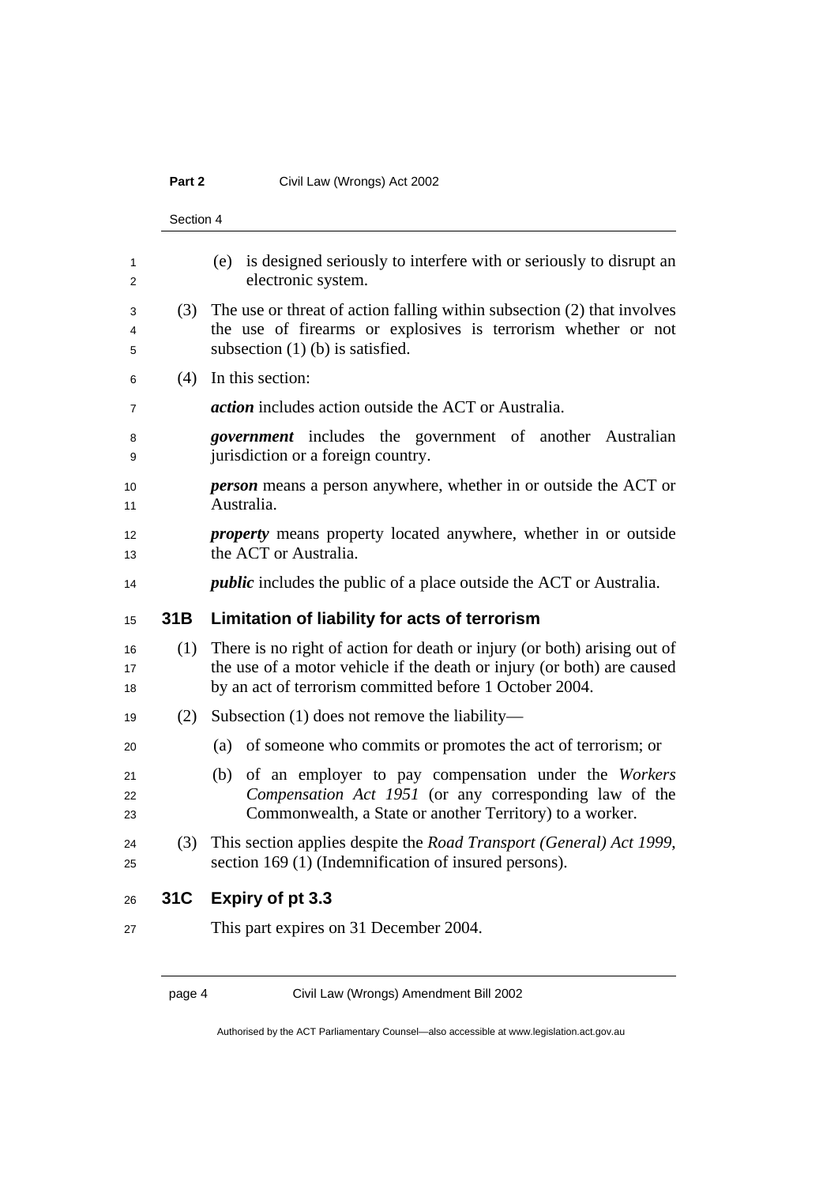(e) is designed seriously to interfere with or seriously to disrupt an electronic system.

(3) The use or threat of action falling within subsection (2) that involves the use of firearms or explosives is terrorism whether or not subsection (1) (b) is satisfied.

(4) In this section:

***action*** includes action outside the ACT or Australia.

***government*** includes the government of another Australian jurisdiction or a foreign country.

***person*** means a person anywhere, whether in or outside the ACT or Australia.

***property*** means property located anywhere, whether in or outside the ACT or Australia.

***public*** includes the public of a place outside the ACT or Australia.

## 31B Limitation of liability for acts of terrorism

(1) There is no right of action for death or injury (or both) arising out of the use of a motor vehicle if the death or injury (or both) are caused by an act of terrorism committed before 1 October 2004.

(2) Subsection (1) does not remove the liability—

(a) of someone who commits or promotes the act of terrorism; or

(b) of an employer to pay compensation under the *Workers Compensation Act 1951* (or any corresponding law of the Commonwealth, a State or another Territory) to a worker.

(3) This section applies despite the *Road Transport (General) Act 1999*, section 169 (1) (Indemnification of insured persons).

## 31C Expiry of pt 3.3

This part expires on 31 December 2004.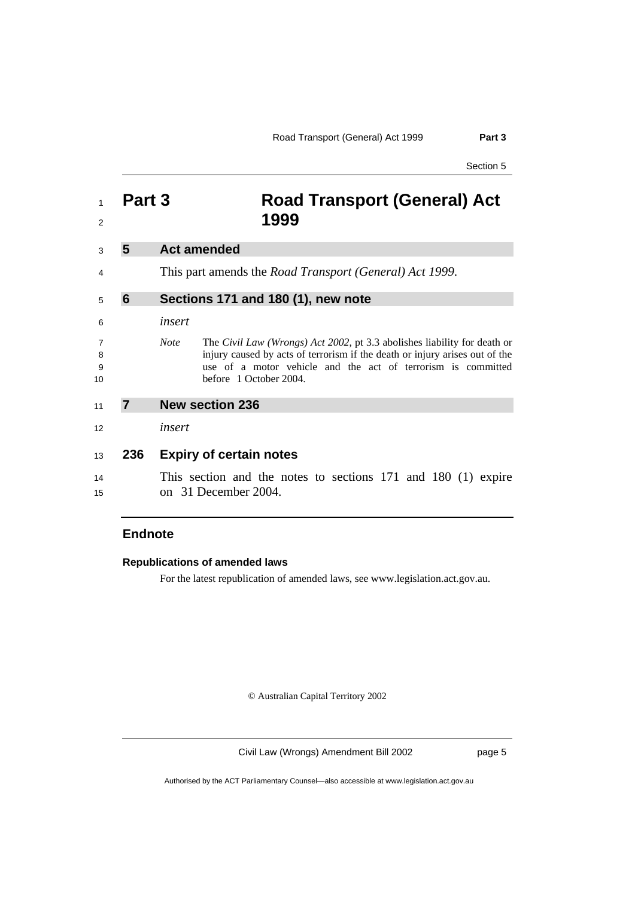# Part 3 Road Transport (General) Act 1999

## 5 Act amended

This part amends the *Road Transport (General) Act 1999*.

## 6 Sections 171 and 180 (1), new note

*insert*

*Note* The *Civil Law (Wrongs) Act 2002*, pt 3.3 abolishes liability for death or injury caused by acts of terrorism if the death or injury arises out of the use of a motor vehicle and the act of terrorism is committed before 1 October 2004.

## 7 New section 236

*insert*

### 236 Expiry of certain notes

This section and the notes to sections 171 and 180 (1) expire on 31 December 2004.

## Endnote

### Republications of amended laws

For the latest republication of amended laws, see www.legislation.act.gov.au.

© Australian Capital Territory 2002